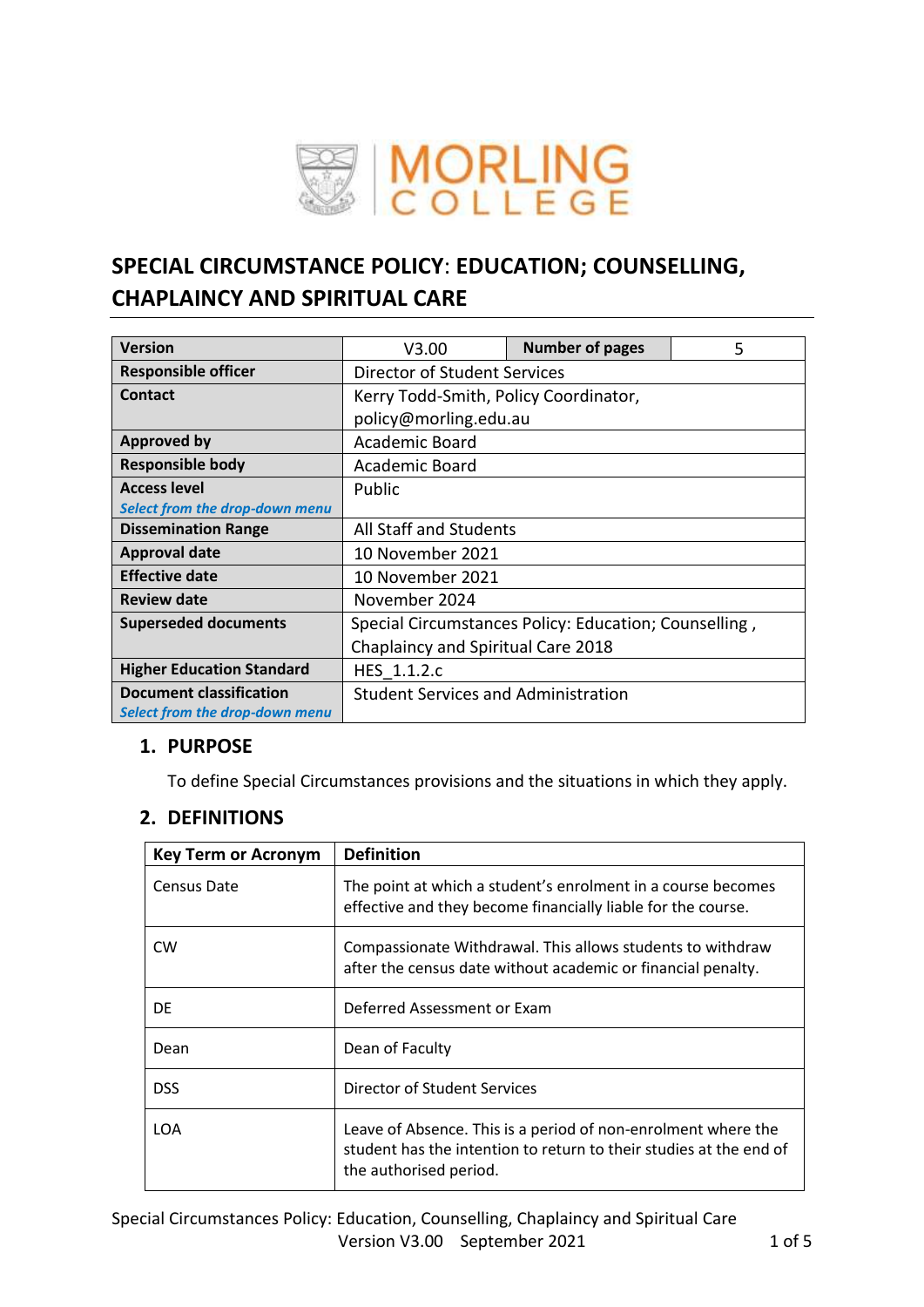MORLING COLLEGE

# SPECIAL CIRCUMSTANCE POLICY: EDUCATION; COUNSELLING, CHAPLAINCY AND SPIRITUAL CARE

| Version | V3.00 | Number of pages | 5 |
|---|---|---|---|
| Responsible officer | Director of Student Services | | |
| Contact | Kerry Todd-Smith, Policy Coordinator, policy@morling.edu.au | | |
| Approved by | Academic Board | | |
| Responsible body | Academic Board | | |
| Access level *Select from the drop-down menu* | Public | | |
| Dissemination Range | All Staff and Students | | |
| Approval date | 10 November 2021 | | |
| Effective date | 10 November 2021 | | |
| Review date | November 2024 | | |
| Superseded documents | Special Circumstances Policy: Education; Counselling , Chaplaincy and Spiritual Care 2018 | | |
| Higher Education Standard | HES_1.1.2.c | | |
| Document classification *Select from the drop-down menu* | Student Services and Administration | | |

## 1. PURPOSE

To define Special Circumstances provisions and the situations in which they apply.

## 2. DEFINITIONS

| Key Term or Acronym | Definition |
|---|---|
| Census Date | The point at which a student's enrolment in a course becomes effective and they become financially liable for the course. |
| CW | Compassionate Withdrawal. This allows students to withdraw after the census date without academic or financial penalty. |
| DE | Deferred Assessment or Exam |
| Dean | Dean of Faculty |
| DSS | Director of Student Services |
| LOA | Leave of Absence. This is a period of non-enrolment where the student has the intention to return to their studies at the end of the authorised period. |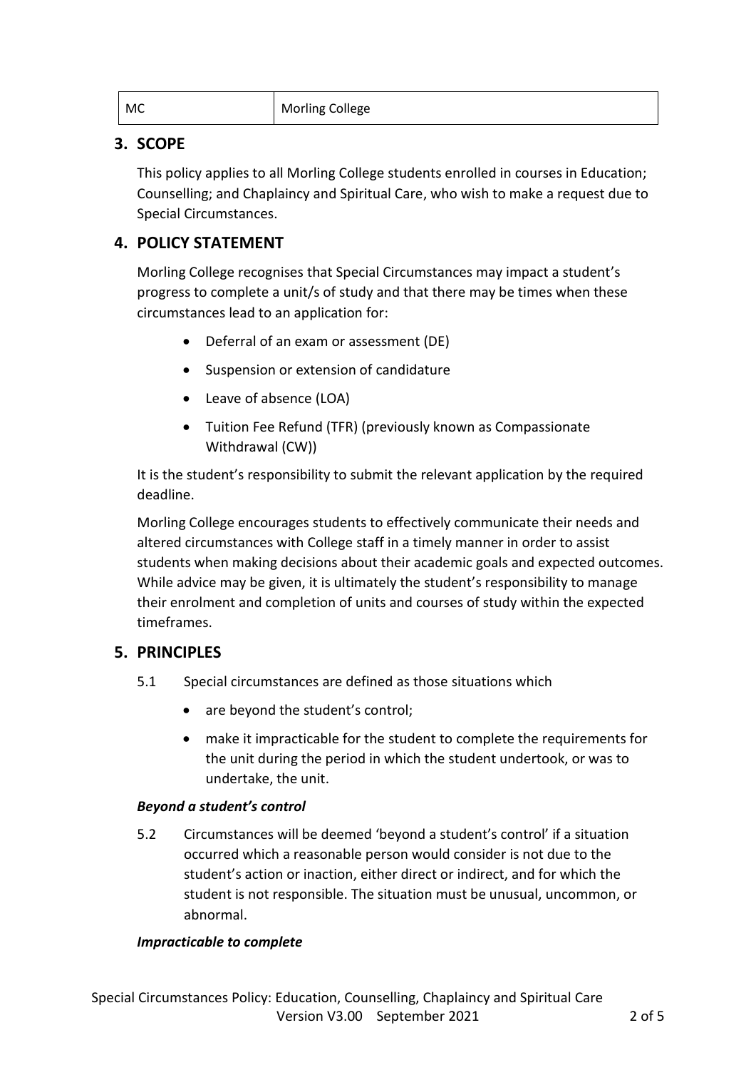| MC | Morling College |
|---|---|

## 3. SCOPE

This policy applies to all Morling College students enrolled in courses in Education; Counselling; and Chaplaincy and Spiritual Care, who wish to make a request due to Special Circumstances.

## 4. POLICY STATEMENT

Morling College recognises that Special Circumstances may impact a student's progress to complete a unit/s of study and that there may be times when these circumstances lead to an application for:

- Deferral of an exam or assessment (DE)
- Suspension or extension of candidature
- Leave of absence (LOA)
- Tuition Fee Refund (TFR) (previously known as Compassionate Withdrawal (CW))

It is the student's responsibility to submit the relevant application by the required deadline.

Morling College encourages students to effectively communicate their needs and altered circumstances with College staff in a timely manner in order to assist students when making decisions about their academic goals and expected outcomes. While advice may be given, it is ultimately the student's responsibility to manage their enrolment and completion of units and courses of study within the expected timeframes.

## 5. PRINCIPLES

5.1 Special circumstances are defined as those situations which

- are beyond the student's control;
- make it impracticable for the student to complete the requirements for the unit during the period in which the student undertook, or was to undertake, the unit.

***Beyond a student's control***

5.2 Circumstances will be deemed 'beyond a student's control' if a situation occurred which a reasonable person would consider is not due to the student's action or inaction, either direct or indirect, and for which the student is not responsible. The situation must be unusual, uncommon, or abnormal.

***Impracticable to complete***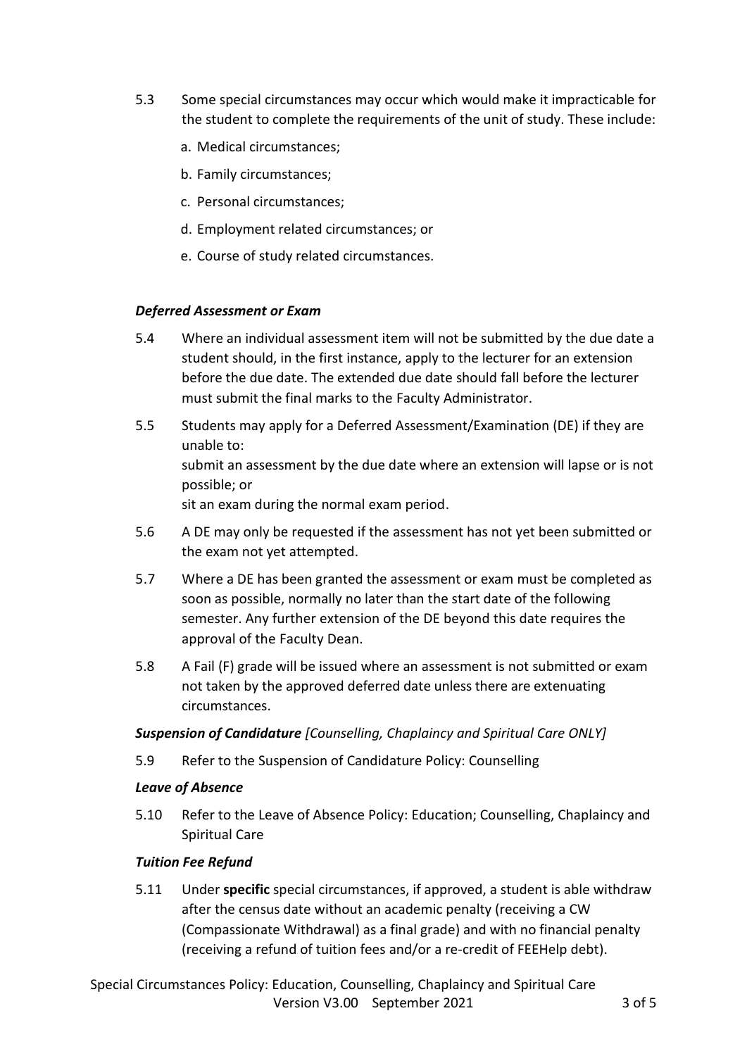5.3 Some special circumstances may occur which would make it impracticable for the student to complete the requirements of the unit of study. These include:

a. Medical circumstances;
b. Family circumstances;
c. Personal circumstances;
d. Employment related circumstances; or
e. Course of study related circumstances.

***Deferred Assessment or Exam***

5.4 Where an individual assessment item will not be submitted by the due date a student should, in the first instance, apply to the lecturer for an extension before the due date. The extended due date should fall before the lecturer must submit the final marks to the Faculty Administrator.

5.5 Students may apply for a Deferred Assessment/Examination (DE) if they are unable to:
submit an assessment by the due date where an extension will lapse or is not possible; or
sit an exam during the normal exam period.

5.6 A DE may only be requested if the assessment has not yet been submitted or the exam not yet attempted.

5.7 Where a DE has been granted the assessment or exam must be completed as soon as possible, normally no later than the start date of the following semester. Any further extension of the DE beyond this date requires the approval of the Faculty Dean.

5.8 A Fail (F) grade will be issued where an assessment is not submitted or exam not taken by the approved deferred date unless there are extenuating circumstances.

***Suspension of Candidature*** *[Counselling, Chaplaincy and Spiritual Care ONLY]*

5.9 Refer to the Suspension of Candidature Policy: Counselling

***Leave of Absence***

5.10 Refer to the Leave of Absence Policy: Education; Counselling, Chaplaincy and Spiritual Care

***Tuition Fee Refund***

5.11 Under **specific** special circumstances, if approved, a student is able withdraw after the census date without an academic penalty (receiving a CW (Compassionate Withdrawal) as a final grade) and with no financial penalty (receiving a refund of tuition fees and/or a re-credit of FEEHelp debt).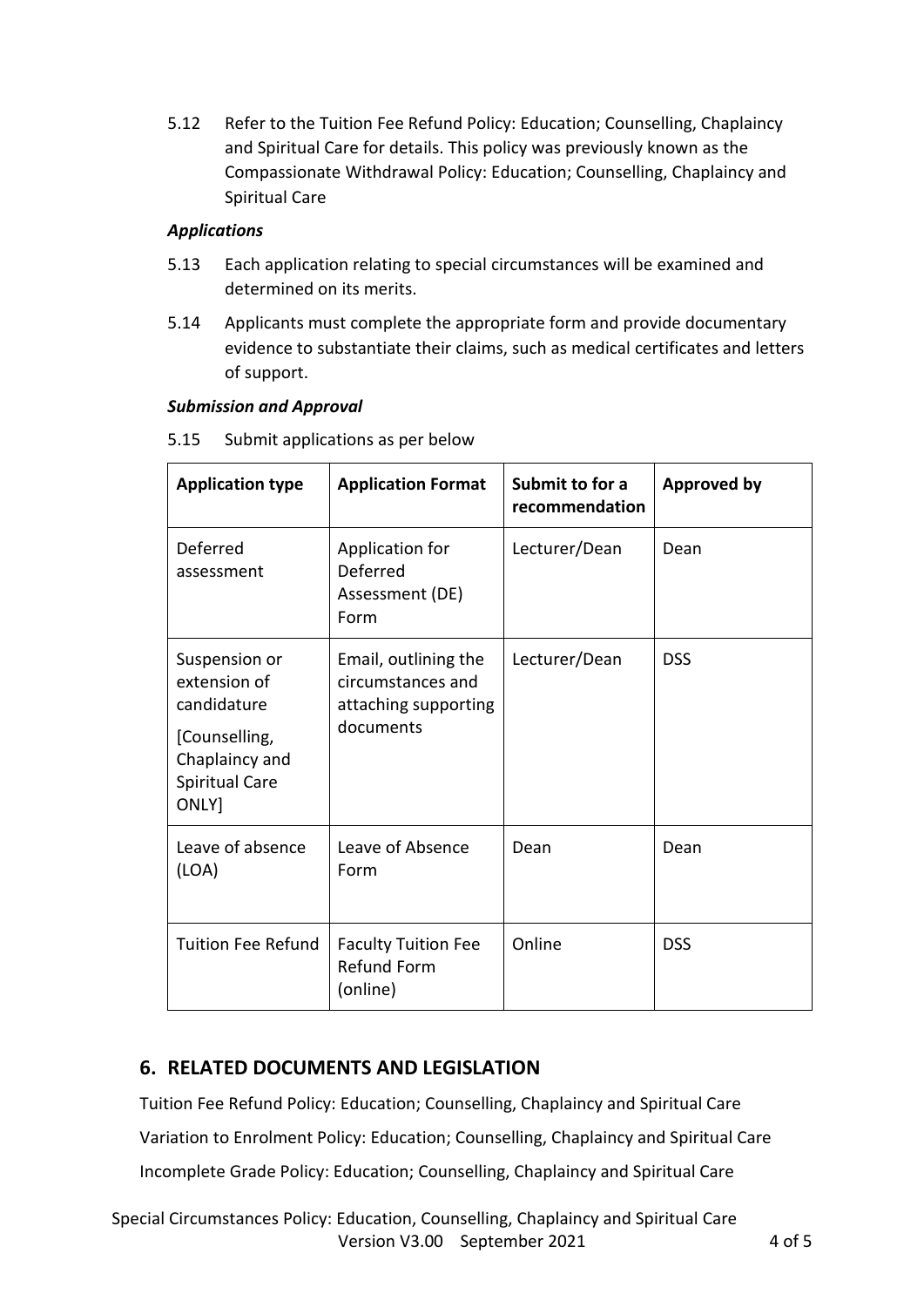5.12 Refer to the Tuition Fee Refund Policy: Education; Counselling, Chaplaincy and Spiritual Care for details. This policy was previously known as the Compassionate Withdrawal Policy: Education; Counselling, Chaplaincy and Spiritual Care

***Applications***

5.13 Each application relating to special circumstances will be examined and determined on its merits.

5.14 Applicants must complete the appropriate form and provide documentary evidence to substantiate their claims, such as medical certificates and letters of support.

***Submission and Approval***

5.15 Submit applications as per below

| **Application type** | **Application Format** | **Submit to for a recommendation** | **Approved by** |
|---|---|---|---|
| Deferred assessment | Application for Deferred Assessment (DE) Form | Lecturer/Dean | Dean |
| Suspension or extension of candidature [Counselling, Chaplaincy and Spiritual Care ONLY] | Email, outlining the circumstances and attaching supporting documents | Lecturer/Dean | DSS |
| Leave of absence (LOA) | Leave of Absence Form | Dean | Dean |
| Tuition Fee Refund | Faculty Tuition Fee Refund Form (online) | Online | DSS |

## 6. RELATED DOCUMENTS AND LEGISLATION

Tuition Fee Refund Policy: Education; Counselling, Chaplaincy and Spiritual Care

Variation to Enrolment Policy: Education; Counselling, Chaplaincy and Spiritual Care

Incomplete Grade Policy: Education; Counselling, Chaplaincy and Spiritual Care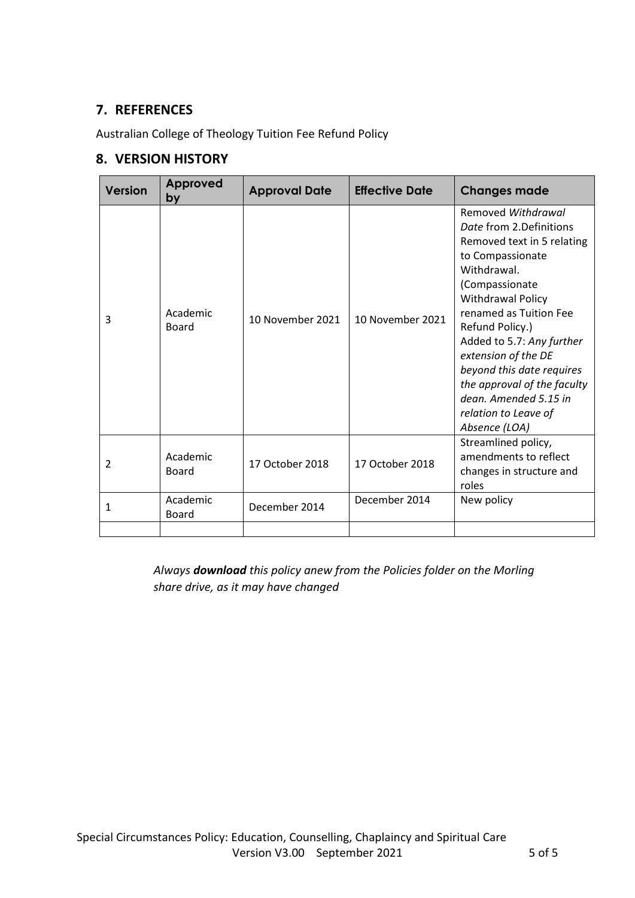## 7. REFERENCES

Australian College of Theology Tuition Fee Refund Policy

## 8. VERSION HISTORY

| Version | Approved by | Approval Date | Effective Date | Changes made |
|---|---|---|---|---|
| 3 | Academic Board | 10 November 2021 | 10 November 2021 | Removed *Withdrawal Date* from 2.Definitions Removed text in 5 relating to Compassionate Withdrawal. (Compassionate Withdrawal Policy renamed as Tuition Fee Refund Policy.) Added to 5.7: *Any further extension of the DE beyond this date requires the approval of the faculty dean. Amended 5.15 in relation to Leave of Absence (LOA)* |
| 2 | Academic Board | 17 October 2018 | 17 October 2018 | Streamlined policy, amendments to reflect changes in structure and roles |
| 1 | Academic Board | December 2014 | December 2014 | New policy |
| | | | | |

*Always **download** this policy anew from the Policies folder on the Morling share drive, as it may have changed*